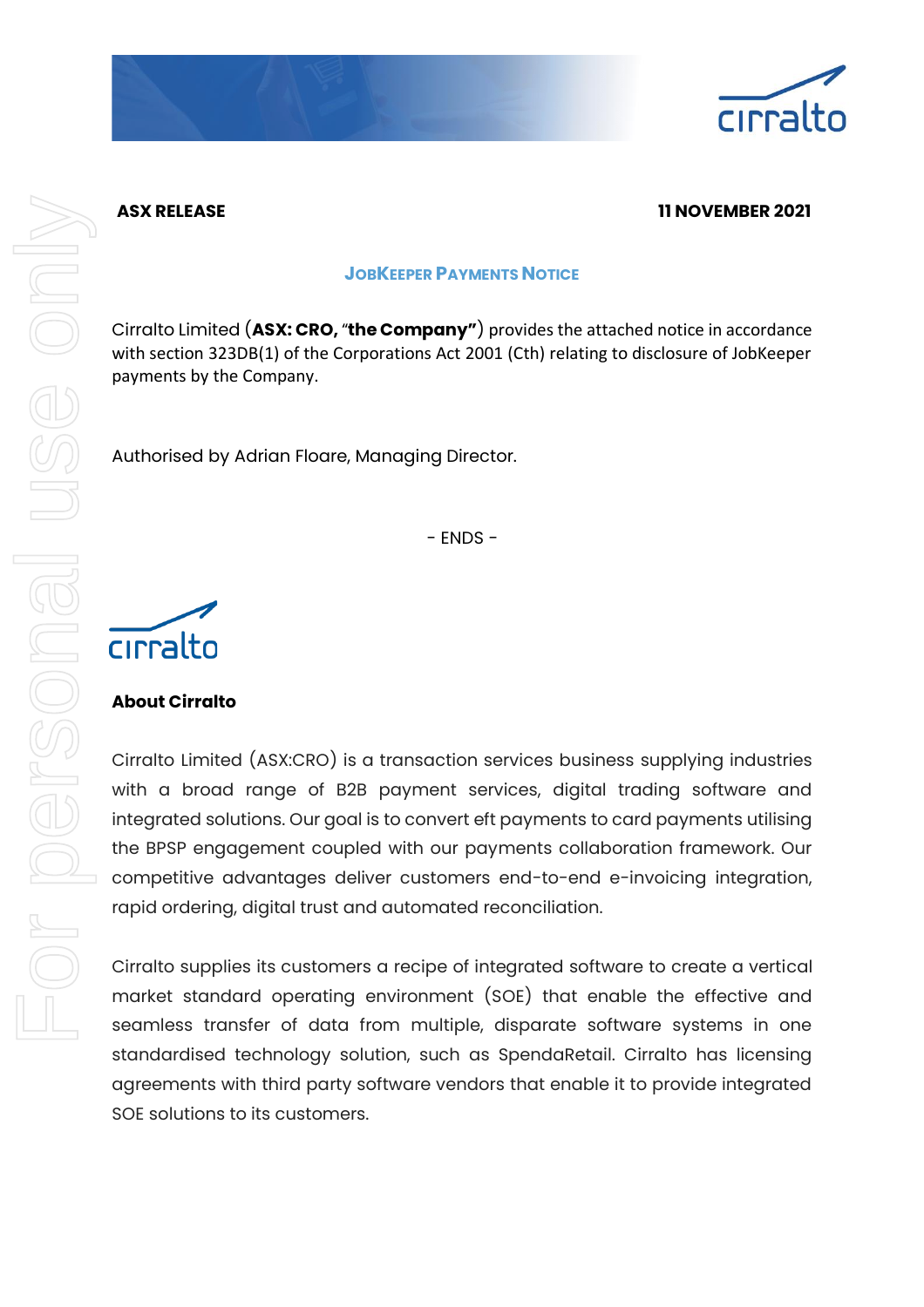**ASX RELEASE** **11 NOVEMBER 2021**

## JOBKEEPER PAYMENTS NOTICE

Cirralto Limited (**ASX: CRO,** “**the Company”**) provides the attached notice in accordance with section 323DB(1) of the Corporations Act 2001 (Cth) relating to disclosure of JobKeeper payments by the Company.

Authorised by Adrian Floare, Managing Director.

\- ENDS -

**About Cirralto**

Cirralto Limited (ASX:CRO) is a transaction services business supplying industries with a broad range of B2B payment services, digital trading software and integrated solutions. Our goal is to convert eft payments to card payments utilising the BPSP engagement coupled with our payments collaboration framework. Our competitive advantages deliver customers end-to-end e-invoicing integration, rapid ordering, digital trust and automated reconciliation.

Cirralto supplies its customers a recipe of integrated software to create a vertical market standard operating environment (SOE) that enable the effective and seamless transfer of data from multiple, disparate software systems in one standardised technology solution, such as SpendaRetail. Cirralto has licensing agreements with third party software vendors that enable it to provide integrated SOE solutions to its customers.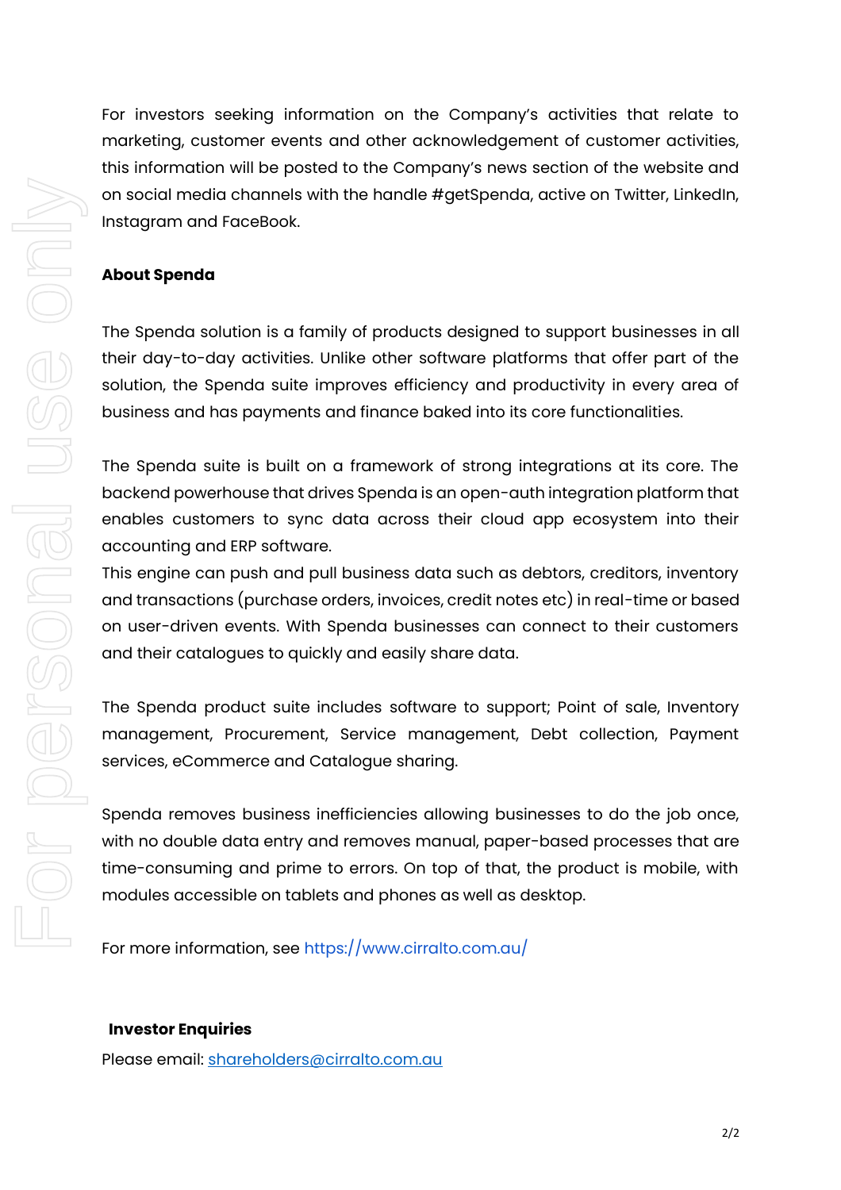For investors seeking information on the Company's activities that relate to marketing, customer events and other acknowledgement of customer activities, this information will be posted to the Company's news section of the website and on social media channels with the handle #getSpenda, active on Twitter, LinkedIn, Instagram and FaceBook.

**About Spenda**

The Spenda solution is a family of products designed to support businesses in all their day-to-day activities. Unlike other software platforms that offer part of the solution, the Spenda suite improves efficiency and productivity in every area of business and has payments and finance baked into its core functionalities.

The Spenda suite is built on a framework of strong integrations at its core. The backend powerhouse that drives Spenda is an open-auth integration platform that enables customers to sync data across their cloud app ecosystem into their accounting and ERP software.
This engine can push and pull business data such as debtors, creditors, inventory and transactions (purchase orders, invoices, credit notes etc) in real-time or based on user-driven events. With Spenda businesses can connect to their customers and their catalogues to quickly and easily share data.

The Spenda product suite includes software to support; Point of sale, Inventory management, Procurement, Service management, Debt collection, Payment services, eCommerce and Catalogue sharing.

Spenda removes business inefficiencies allowing businesses to do the job once, with no double data entry and removes manual, paper-based processes that are time-consuming and prime to errors. On top of that, the product is mobile, with modules accessible on tablets and phones as well as desktop.

For more information, see https://www.cirralto.com.au/

**Investor Enquiries**

Please email: shareholders@cirralto.com.au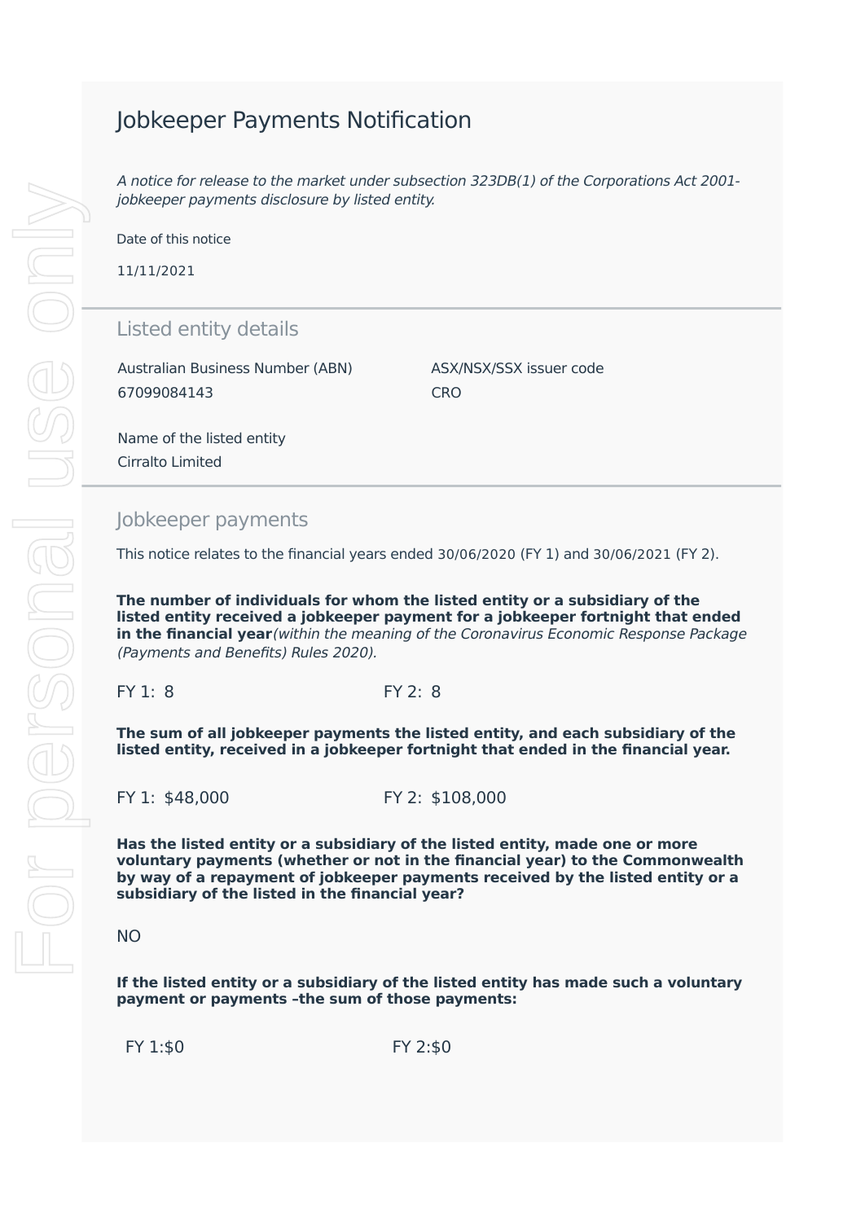# Jobkeeper Payments Notification

*A notice for release to the market under subsection 323DB(1) of the Corporations Act 2001- jobkeeper payments disclosure by listed entity.*

Date of this notice

11/11/2021

## Listed entity details

Australian Business Number (ABN)

67099084143

ASX/NSX/SSX issuer code

CRO

Name of the listed entity

Cirralto Limited

## Jobkeeper payments

This notice relates to the financial years ended 30/06/2020 (FY 1) and 30/06/2021 (FY 2).

**The number of individuals for whom the listed entity or a subsidiary of the listed entity received a jobkeeper payment for a jobkeeper fortnight that ended in the financial year***(within the meaning of the Coronavirus Economic Response Package (Payments and Benefits) Rules 2020).*

FY 1: 8

FY 2: 8

**The sum of all jobkeeper payments the listed entity, and each subsidiary of the listed entity, received in a jobkeeper fortnight that ended in the financial year.**

FY 1: $48,000

FY 2: $108,000

**Has the listed entity or a subsidiary of the listed entity, made one or more voluntary payments (whether or not in the financial year) to the Commonwealth by way of a repayment of jobkeeper payments received by the listed entity or a subsidiary of the listed in the financial year?**

NO

**If the listed entity or a subsidiary of the listed entity has made such a voluntary payment or payments –the sum of those payments:**

FY 1:$0

FY 2:$0